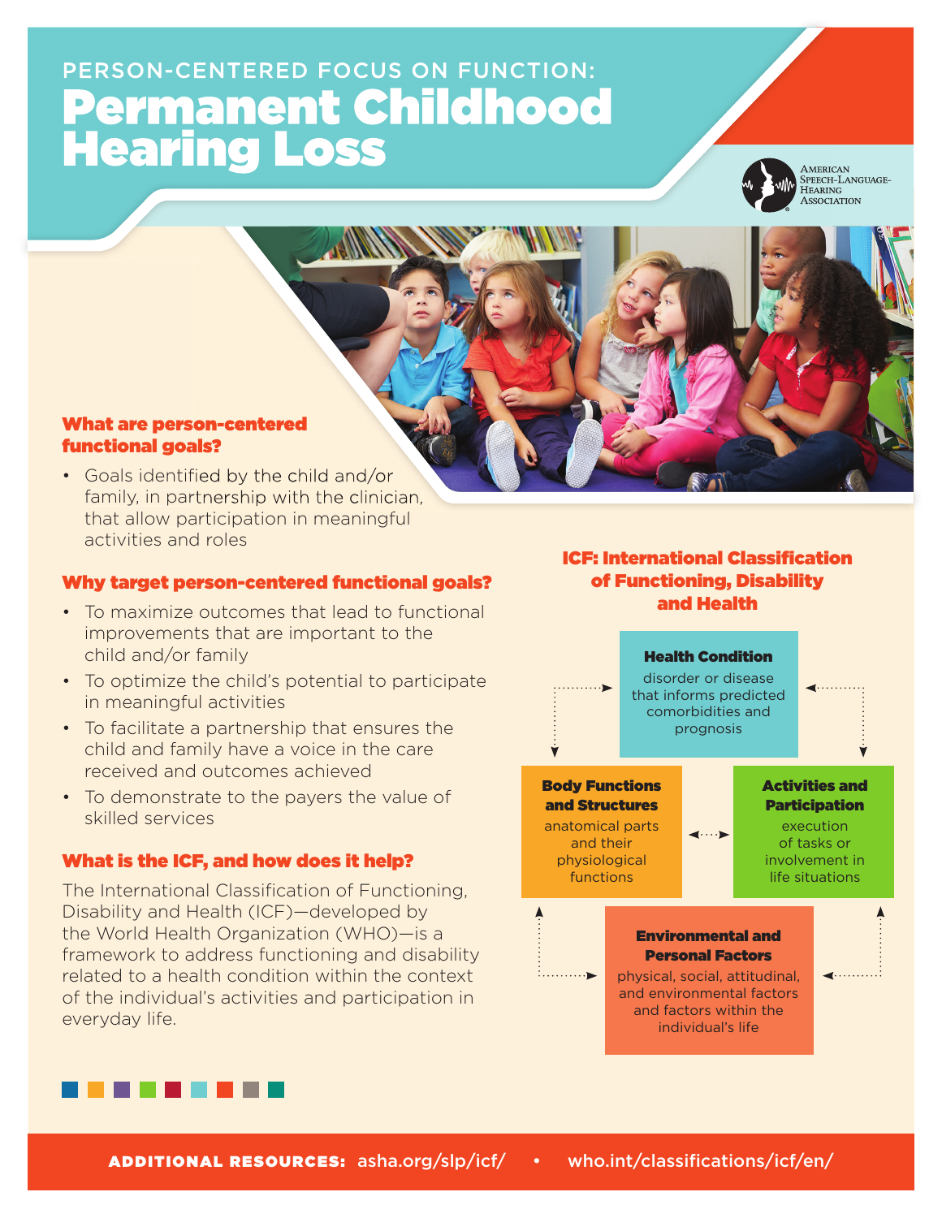PERSON-CENTERED FOCUS ON FUNCTION:

# Permanent Childhood Hearing Loss

AMERICAN SPEECH-LANGUAGE-HEARING ASSOCIATION

## What are person-centered functional goals?

- Goals identified by the child and/or family, in partnership with the clinician, that allow participation in meaningful activities and roles

## Why target person-centered functional goals?

- To maximize outcomes that lead to functional improvements that are important to the child and/or family
- To optimize the child's potential to participate in meaningful activities
- To facilitate a partnership that ensures the child and family have a voice in the care received and outcomes achieved
- To demonstrate to the payers the value of skilled services

## What is the ICF, and how does it help?

The International Classification of Functioning, Disability and Health (ICF)—developed by the World Health Organization (WHO)—is a framework to address functioning and disability related to a health condition within the context of the individual's activities and participation in everyday life.

## ICF: International Classification of Functioning, Disability and Health

**Health Condition**
disorder or disease that informs predicted comorbidities and prognosis

**Body Functions and Structures**
anatomical parts and their physiological functions

**Activities and Participation**
execution of tasks or involvement in life situations

**Environmental and Personal Factors**
physical, social, attitudinal, and environmental factors and factors within the individual's life

**ADDITIONAL RESOURCES:** asha.org/slp/icf/ • who.int/classifications/icf/en/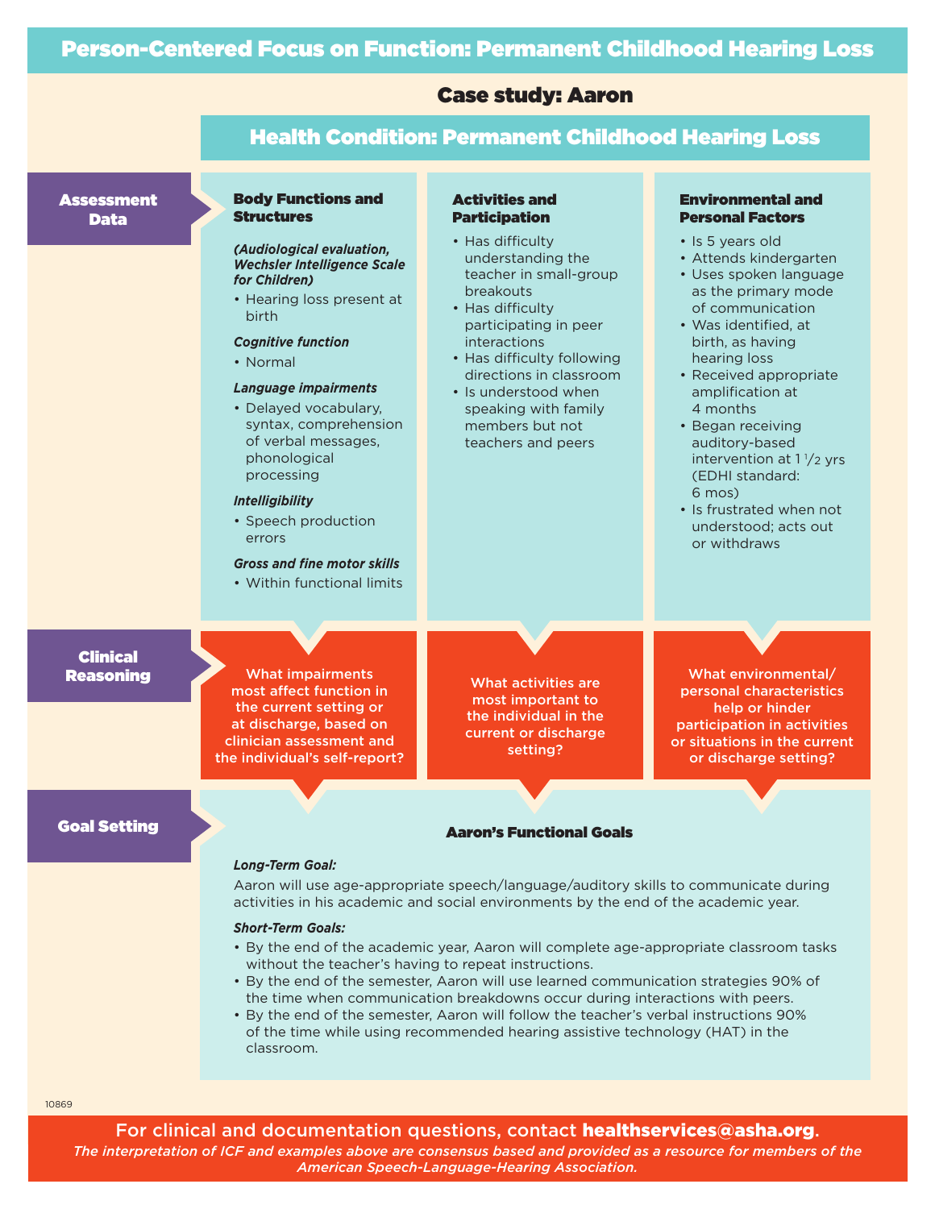# Person-Centered Focus on Function: Permanent Childhood Hearing Loss

## Case study: Aaron

### Health Condition: Permanent Childhood Hearing Loss

## Assessment Data

### Body Functions and Structures

***(Audiological evaluation, Wechsler Intelligence Scale for Children)***

- Hearing loss present at birth

***Cognitive function***

- Normal

***Language impairments***

- Delayed vocabulary, syntax, comprehension of verbal messages, phonological processing

***Intelligibility***

- Speech production errors

***Gross and fine motor skills***

- Within functional limits

### Activities and Participation

- Has difficulty understanding the teacher in small-group breakouts
- Has difficulty participating in peer interactions
- Has difficulty following directions in classroom
- Is understood when speaking with family members but not teachers and peers

### Environmental and Personal Factors

- Is 5 years old
- Attends kindergarten
- Uses spoken language as the primary mode of communication
- Was identified, at birth, as having hearing loss
- Received appropriate amplification at 4 months
- Began receiving auditory-based intervention at 1 1/2 yrs (EDHI standard: 6 mos)
- Is frustrated when not understood; acts out or withdraws

## Clinical Reasoning

**What impairments most affect function in the current setting or at discharge, based on clinician assessment and the individual's self-report?**

**What activities are most important to the individual in the current or discharge setting?**

**What environmental/ personal characteristics help or hinder participation in activities or situations in the current or discharge setting?**

## Goal Setting

### Aaron's Functional Goals

***Long-Term Goal:***

Aaron will use age-appropriate speech/language/auditory skills to communicate during activities in his academic and social environments by the end of the academic year.

***Short-Term Goals:***

- By the end of the academic year, Aaron will complete age-appropriate classroom tasks without the teacher's having to repeat instructions.
- By the end of the semester, Aaron will use learned communication strategies 90% of the time when communication breakdowns occur during interactions with peers.
- By the end of the semester, Aaron will follow the teacher's verbal instructions 90% of the time while using recommended hearing assistive technology (HAT) in the classroom.

10869

For clinical and documentation questions, contact **healthservices@asha.org**.

*The interpretation of ICF and examples above are consensus based and provided as a resource for members of the American Speech-Language-Hearing Association.*